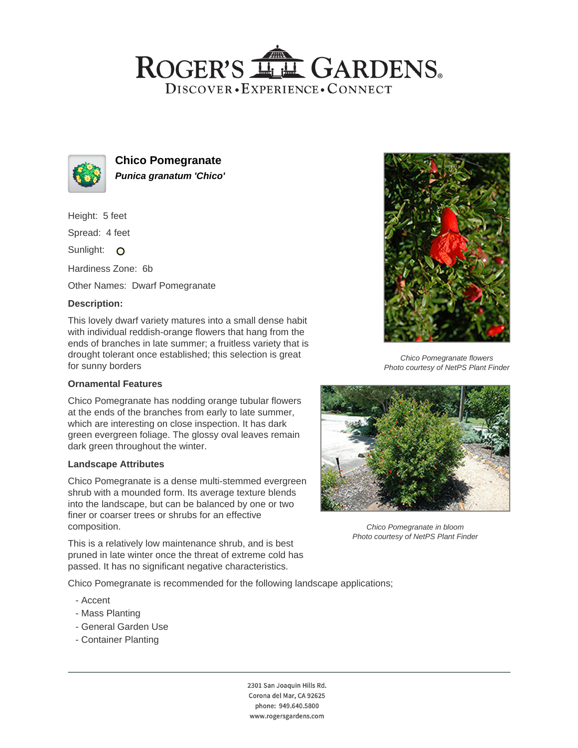# ROGER'S GARDENS

DISCOVER • EXPERIENCE • CONNECT

## Chico Pomegranate

***Punica granatum 'Chico'***

Height: 5 feet

Spread: 4 feet

Sunlight:

Hardiness Zone: 6b

Other Names: Dwarf Pomegranate

### Description:

This lovely dwarf variety matures into a small dense habit with individual reddish-orange flowers that hang from the ends of branches in late summer; a fruitless variety that is drought tolerant once established; this selection is great for sunny borders

*Chico Pomegranate flowers*
*Photo courtesy of NetPS Plant Finder*

### Ornamental Features

Chico Pomegranate has nodding orange tubular flowers at the ends of the branches from early to late summer, which are interesting on close inspection. It has dark green evergreen foliage. The glossy oval leaves remain dark green throughout the winter.

### Landscape Attributes

Chico Pomegranate is a dense multi-stemmed evergreen shrub with a mounded form. Its average texture blends into the landscape, but can be balanced by one or two finer or coarser trees or shrubs for an effective composition.

*Chico Pomegranate in bloom*
*Photo courtesy of NetPS Plant Finder*

This is a relatively low maintenance shrub, and is best pruned in late winter once the threat of extreme cold has passed. It has no significant negative characteristics.

Chico Pomegranate is recommended for the following landscape applications;

- Accent
- Mass Planting
- General Garden Use
- Container Planting

---

2301 San Joaquin Hills Rd.
Corona del Mar, CA 92625
phone: 949.640.5800
www.rogersgardens.com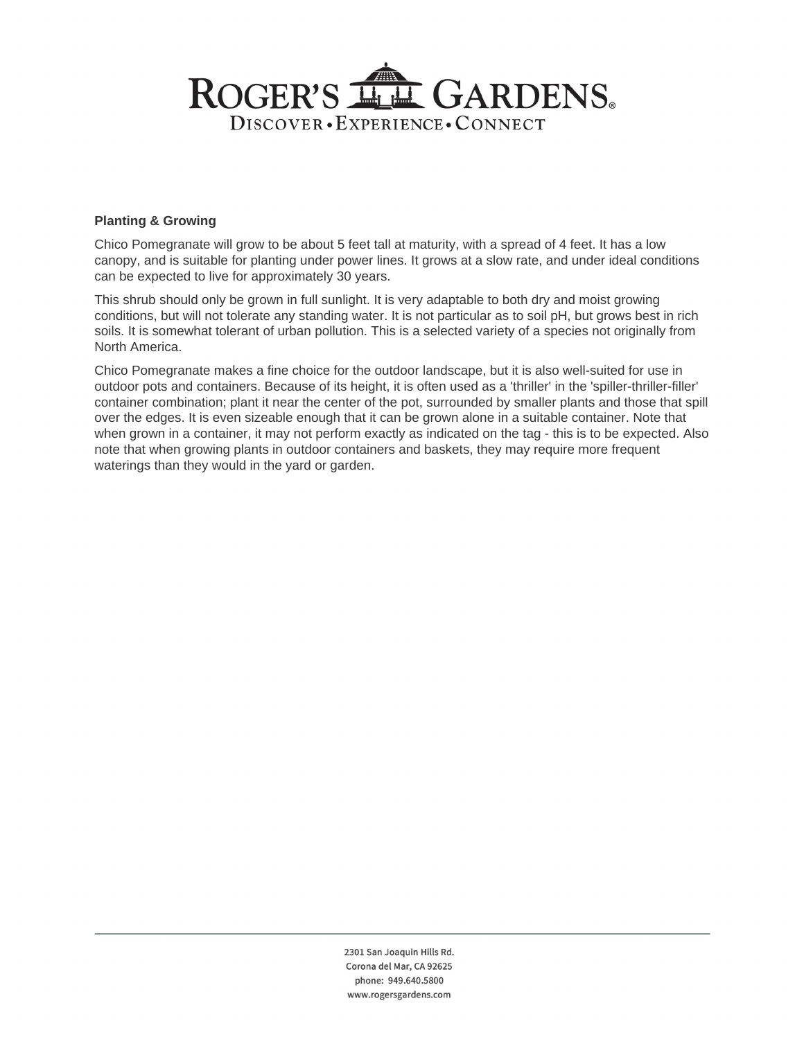## Planting & Growing

Chico Pomegranate will grow to be about 5 feet tall at maturity, with a spread of 4 feet. It has a low canopy, and is suitable for planting under power lines. It grows at a slow rate, and under ideal conditions can be expected to live for approximately 30 years.

This shrub should only be grown in full sunlight. It is very adaptable to both dry and moist growing conditions, but will not tolerate any standing water. It is not particular as to soil pH, but grows best in rich soils. It is somewhat tolerant of urban pollution. This is a selected variety of a species not originally from North America.

Chico Pomegranate makes a fine choice for the outdoor landscape, but it is also well-suited for use in outdoor pots and containers. Because of its height, it is often used as a 'thriller' in the 'spiller-thriller-filler' container combination; plant it near the center of the pot, surrounded by smaller plants and those that spill over the edges. It is even sizeable enough that it can be grown alone in a suitable container. Note that when grown in a container, it may not perform exactly as indicated on the tag - this is to be expected. Also note that when growing plants in outdoor containers and baskets, they may require more frequent waterings than they would in the yard or garden.